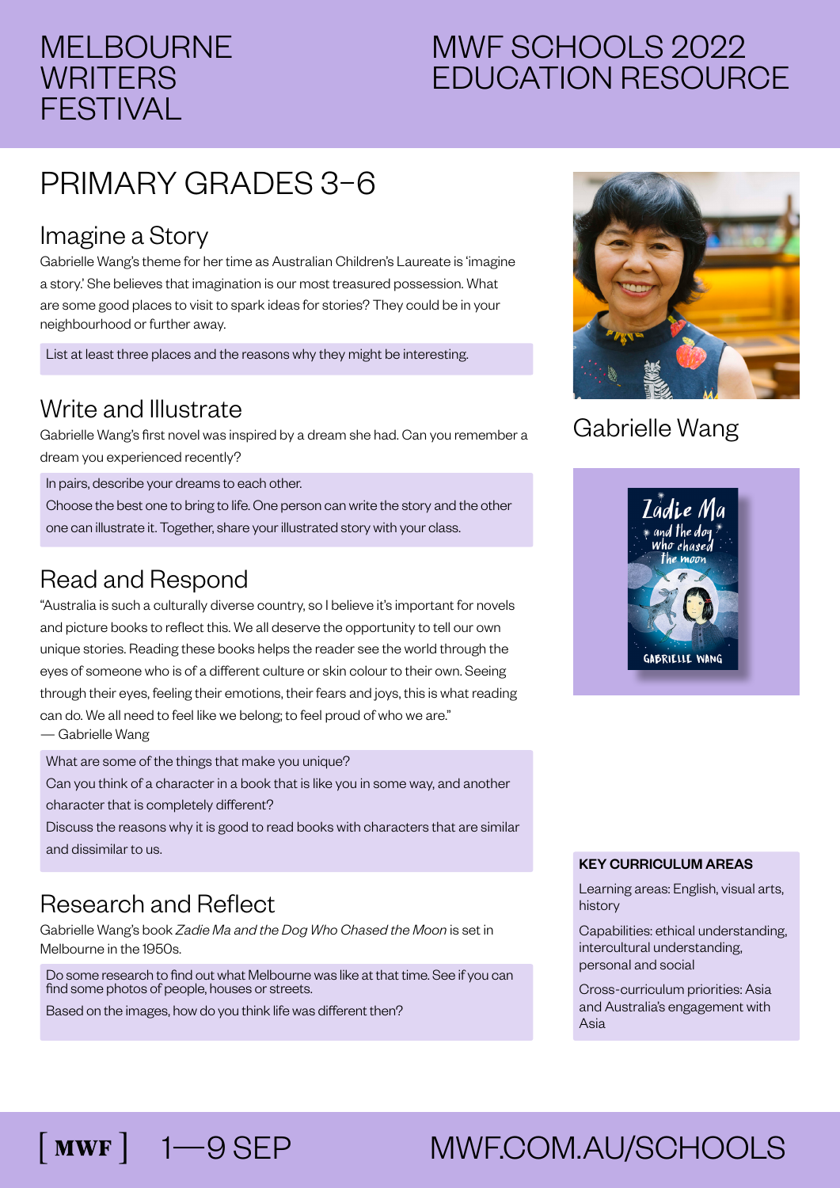MELBOURNE WRITERS FESTIVAL

MWF SCHOOLS 2022 EDUCATION RESOURCE

# PRIMARY GRADES 3–6

## Imagine a Story

Gabrielle Wang's theme for her time as Australian Children's Laureate is 'imagine a story.' She believes that imagination is our most treasured possession. What are some good places to visit to spark ideas for stories? They could be in your neighbourhood or further away.

List at least three places and the reasons why they might be interesting.

## Write and Illustrate

Gabrielle Wang's first novel was inspired by a dream she had. Can you remember a dream you experienced recently?

In pairs, describe your dreams to each other.
Choose the best one to bring to life. One person can write the story and the other one can illustrate it. Together, share your illustrated story with your class.

## Read and Respond

"Australia is such a culturally diverse country, so I believe it's important for novels and picture books to reflect this. We all deserve the opportunity to tell our own unique stories. Reading these books helps the reader see the world through the eyes of someone who is of a different culture or skin colour to their own. Seeing through their eyes, feeling their emotions, their fears and joys, this is what reading can do. We all need to feel like we belong; to feel proud of who we are."
— Gabrielle Wang

What are some of the things that make you unique?
Can you think of a character in a book that is like you in some way, and another character that is completely different?
Discuss the reasons why it is good to read books with characters that are similar and dissimilar to us.

## Research and Reflect

Gabrielle Wang's book *Zadie Ma and the Dog Who Chased the Moon* is set in Melbourne in the 1950s.

Do some research to find out what Melbourne was like at that time. See if you can find some photos of people, houses or streets.
Based on the images, how do you think life was different then?

Gabrielle Wang

**KEY CURRICULUM AREAS**

Learning areas: English, visual arts, history

Capabilities: ethical understanding, intercultural understanding, personal and social

Cross-curriculum priorities: Asia and Australia's engagement with Asia

[ MWF ] 1—9 SEP MWF.COM.AU/SCHOOLS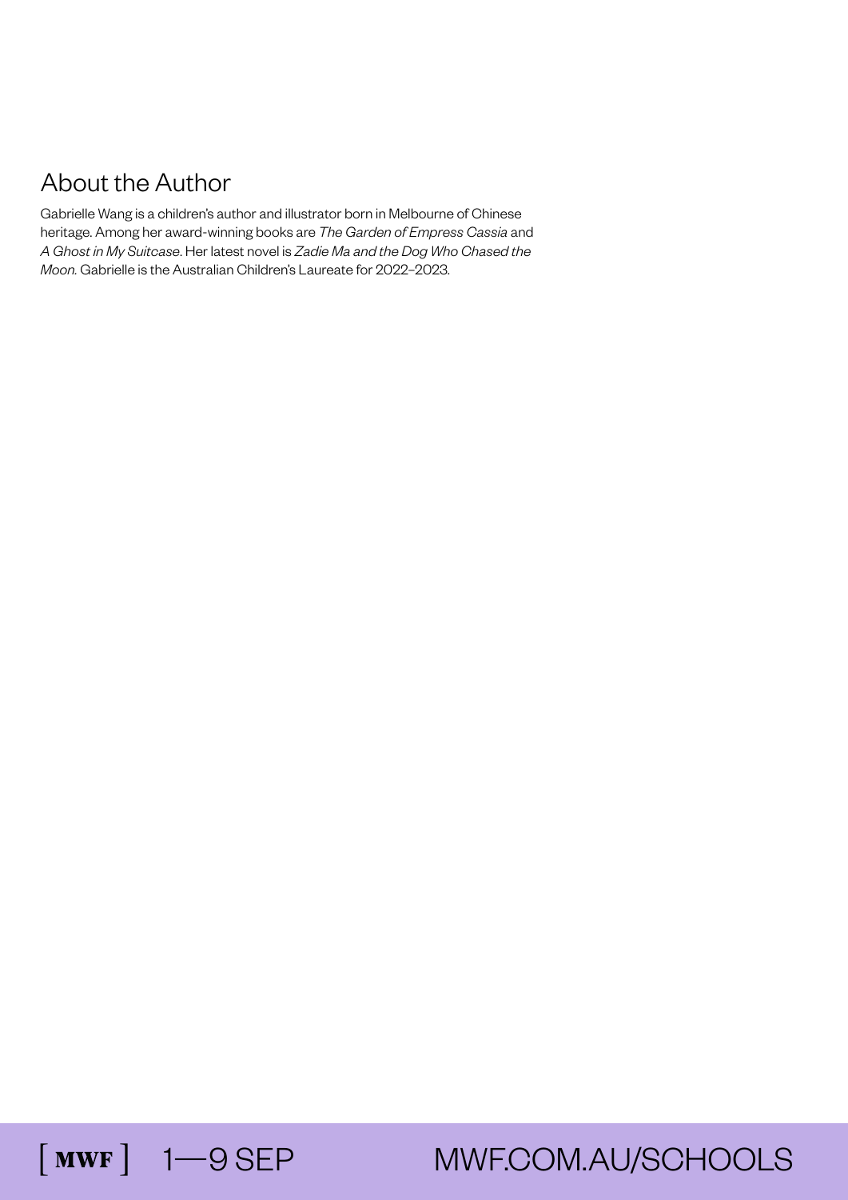## About the Author

Gabrielle Wang is a children's author and illustrator born in Melbourne of Chinese heritage. Among her award-winning books are *The Garden of Empress Cassia* and *A Ghost in My Suitcase*. Her latest novel is *Zadie Ma and the Dog Who Chased the Moon*. Gabrielle is the Australian Children's Laureate for 2022–2023.

[ MWF ] 1—9 SEP MWF.COM.AU/SCHOOLS